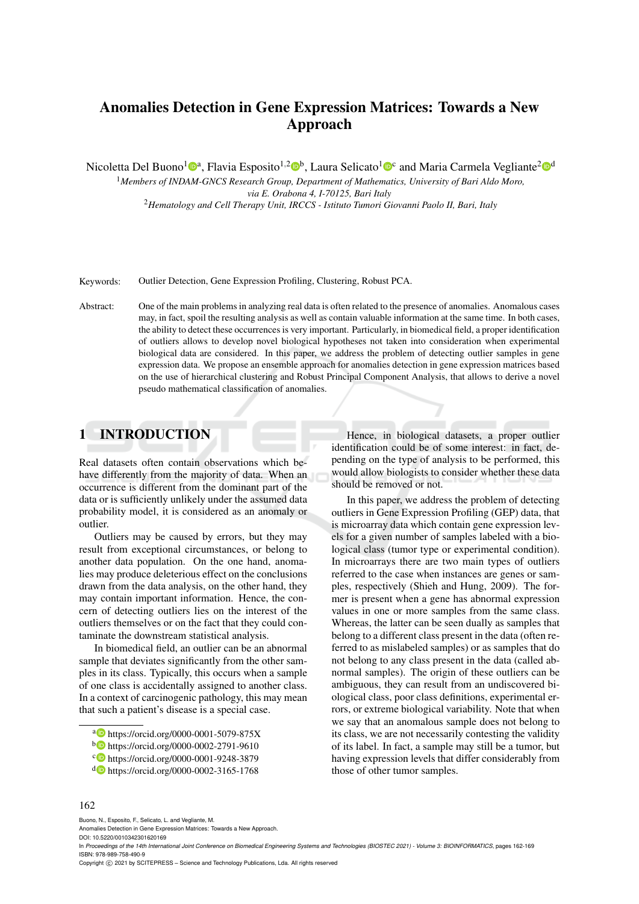# Anomalies Detection in Gene Expression Matrices: Towards a New Approach

Nicoletta Del Buono[1][a], Flavia Esposito[1,2][b], Laura Selicato[1][c] and Maria Carmela Vegliante[2][d]

[1] *Members of INDAM-GNCS Research Group, Department of Mathematics, University of Bari Aldo Moro, via E. Orabona 4, I-70125, Bari Italy*

[2] *Hematology and Cell Therapy Unit, IRCCS - Istituto Tumori Giovanni Paolo II, Bari, Italy*

Keywords: Outlier Detection, Gene Expression Profiling, Clustering, Robust PCA.

Abstract: One of the main problems in analyzing real data is often related to the presence of anomalies. Anomalous cases may, in fact, spoil the resulting analysis as well as contain valuable information at the same time. In both cases, the ability to detect these occurrences is very important. Particularly, in biomedical field, a proper identification of outliers allows to develop novel biological hypotheses not taken into consideration when experimental biological data are considered. In this paper, we address the problem of detecting outlier samples in gene expression data. We propose an ensemble approach for anomalies detection in gene expression matrices based on the use of hierarchical clustering and Robust Principal Component Analysis, that allows to derive a novel pseudo mathematical classification of anomalies.

## 1 INTRODUCTION

Real datasets often contain observations which behave differently from the majority of data. When an occurrence is different from the dominant part of the data or is sufficiently unlikely under the assumed data probability model, it is considered as an anomaly or outlier.

Outliers may be caused by errors, but they may result from exceptional circumstances, or belong to another data population. On the one hand, anomalies may produce deleterious effect on the conclusions drawn from the data analysis, on the other hand, they may contain important information. Hence, the concern of detecting outliers lies on the interest of the outliers themselves or on the fact that they could contaminate the downstream statistical analysis.

In biomedical field, an outlier can be an abnormal sample that deviates significantly from the other samples in its class. Typically, this occurs when a sample of one class is accidentally assigned to another class. In a context of carcinogenic pathology, this may mean that such a patient's disease is a special case.

Hence, in biological datasets, a proper outlier identification could be of some interest: in fact, depending on the type of analysis to be performed, this would allow biologists to consider whether these data should be removed or not.

In this paper, we address the problem of detecting outliers in Gene Expression Profiling (GEP) data, that is microarray data which contain gene expression levels for a given number of samples labeled with a biological class (tumor type or experimental condition). In microarrays there are two main types of outliers referred to the case when instances are genes or samples, respectively (Shieh and Hung, 2009). The former is present when a gene has abnormal expression values in one or more samples from the same class. Whereas, the latter can be seen dually as samples that belong to a different class present in the data (often referred to as mislabeled samples) or as samples that do not belong to any class present in the data (called abnormal samples). The origin of these outliers can be ambiguous, they can result from an undiscovered biological class, poor class definitions, experimental errors, or extreme biological variability. Note that when we say that an anomalous sample does not belong to its class, we are not necessarily contesting the validity of its label. In fact, a sample may still be a tumor, but having expression levels that differ considerably from those of other tumor samples.

[a] https://orcid.org/0000-0001-5079-875X
[b] https://orcid.org/0000-0002-2791-9610
[c] https://orcid.org/0000-0001-9248-3879
[d] https://orcid.org/0000-0002-3165-1768

Buono, N., Esposito, F., Selicato, L. and Vegliante, M.
Anomalies Detection in Gene Expression Matrices: Towards a New Approach.
DOI: 10.5220/0010342301620169
In *Proceedings of the 14th International Joint Conference on Biomedical Engineering Systems and Technologies (BIOSTEC 2021) - Volume 3: BIOINFORMATICS*, pages 162-169
ISBN: 978-989-758-490-9
Copyright © 2021 by SCITEPRESS – Science and Technology Publications, Lda. All rights reserved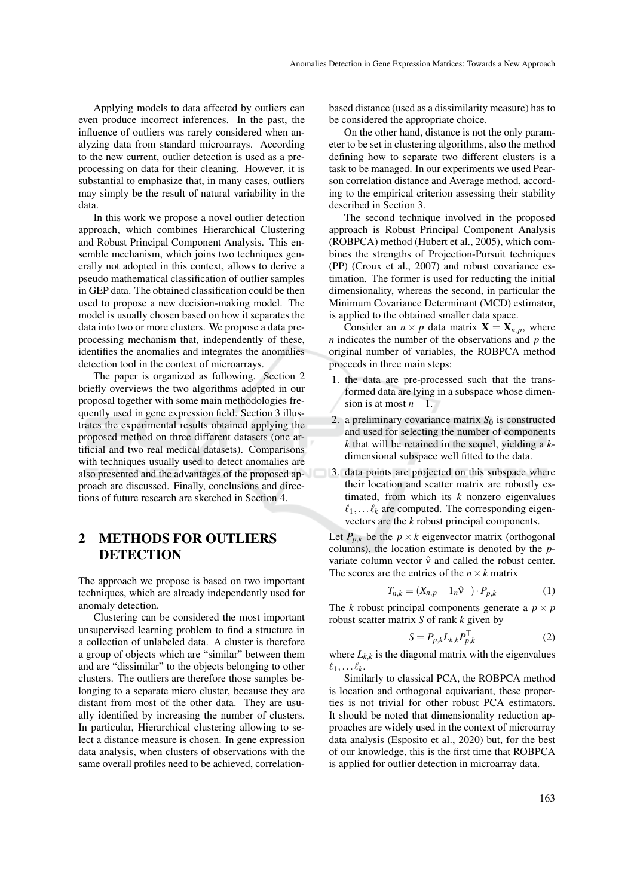Applying models to data affected by outliers can even produce incorrect inferences. In the past, the influence of outliers was rarely considered when analyzing data from standard microarrays. According to the new current, outlier detection is used as a pre-processing on data for their cleaning. However, it is substantial to emphasize that, in many cases, outliers may simply be the result of natural variability in the data.

In this work we propose a novel outlier detection approach, which combines Hierarchical Clustering and Robust Principal Component Analysis. This ensemble mechanism, which joins two techniques generally not adopted in this context, allows to derive a pseudo mathematical classification of outlier samples in GEP data. The obtained classification could be then used to propose a new decision-making model. The model is usually chosen based on how it separates the data into two or more clusters. We propose a data pre-processing mechanism that, independently of these, identifies the anomalies and integrates the anomalies detection tool in the context of microarrays.

The paper is organized as following. Section 2 briefly overviews the two algorithms adopted in our proposal together with some main methodologies frequently used in gene expression field. Section 3 illustrates the experimental results obtained applying the proposed method on three different datasets (one artificial and two real medical datasets). Comparisons with techniques usually used to detect anomalies are also presented and the advantages of the proposed approach are discussed. Finally, conclusions and directions of future research are sketched in Section 4.

## 2 METHODS FOR OUTLIERS DETECTION

The approach we propose is based on two important techniques, which are already independently used for anomaly detection.

Clustering can be considered the most important unsupervised learning problem to find a structure in a collection of unlabeled data. A cluster is therefore a group of objects which are "similar" between them and are "dissimilar" to the objects belonging to other clusters. The outliers are therefore those samples belonging to a separate micro cluster, because they are distant from most of the other data. They are usually identified by increasing the number of clusters. In particular, Hierarchical clustering allowing to select a distance measure is chosen. In gene expression data analysis, when clusters of observations with the same overall profiles need to be achieved, correlation-based distance (used as a dissimilarity measure) has to be considered the appropriate choice.

On the other hand, distance is not the only parameter to be set in clustering algorithms, also the method defining how to separate two different clusters is a task to be managed. In our experiments we used Pearson correlation distance and Average method, according to the empirical criterion assessing their stability described in Section 3.

The second technique involved in the proposed approach is Robust Principal Component Analysis (ROBPCA) method (Hubert et al., 2005), which combines the strengths of Projection-Pursuit techniques (PP) (Croux et al., 2007) and robust covariance estimation. The former is used for reducting the initial dimensionality, whereas the second, in particular the Minimum Covariance Determinant (MCD) estimator, is applied to the obtained smaller data space.

Consider an $n \times p$ data matrix $\mathbf{X} = \mathbf{X}_{n,p}$, where $n$ indicates the number of the observations and $p$ the original number of variables, the ROBPCA method proceeds in three main steps:

1. the data are pre-processed such that the transformed data are lying in a subspace whose dimension is at most $n-1$.
2. a preliminary covariance matrix $S_0$ is constructed and used for selecting the number of components $k$ that will be retained in the sequel, yielding a $k$-dimensional subspace well fitted to the data.
3. data points are projected on this subspace where their location and scatter matrix are robustly estimated, from which its $k$ nonzero eigenvalues $\ell_1, \ldots \ell_k$ are computed. The corresponding eigenvectors are the $k$ robust principal components.

Let $P_{p,k}$ be the $p \times k$ eigenvector matrix (orthogonal columns), the location estimate is denoted by the $p$-variate column vector $\hat{\mathrm{v}}$ and called the robust center. The scores are the entries of the $n \times k$ matrix

$$T_{n,k} = (X_{n,p} - 1_n \hat{\mathrm{v}}^\top) \cdot P_{p,k} \tag{1}$$

The $k$ robust principal components generate a $p \times p$ robust scatter matrix $S$ of rank $k$ given by

$$S = P_{p,k} L_{k,k} P_{p,k}^\top \tag{2}$$

where $L_{k,k}$ is the diagonal matrix with the eigenvalues $\ell_1, \ldots \ell_k$.

Similarly to classical PCA, the ROBPCA method is location and orthogonal equivariant, these properties is not trivial for other robust PCA estimators. It should be noted that dimensionality reduction approaches are widely used in the context of microarray data analysis (Esposito et al., 2020) but, for the best of our knowledge, this is the first time that ROBPCA is applied for outlier detection in microarray data.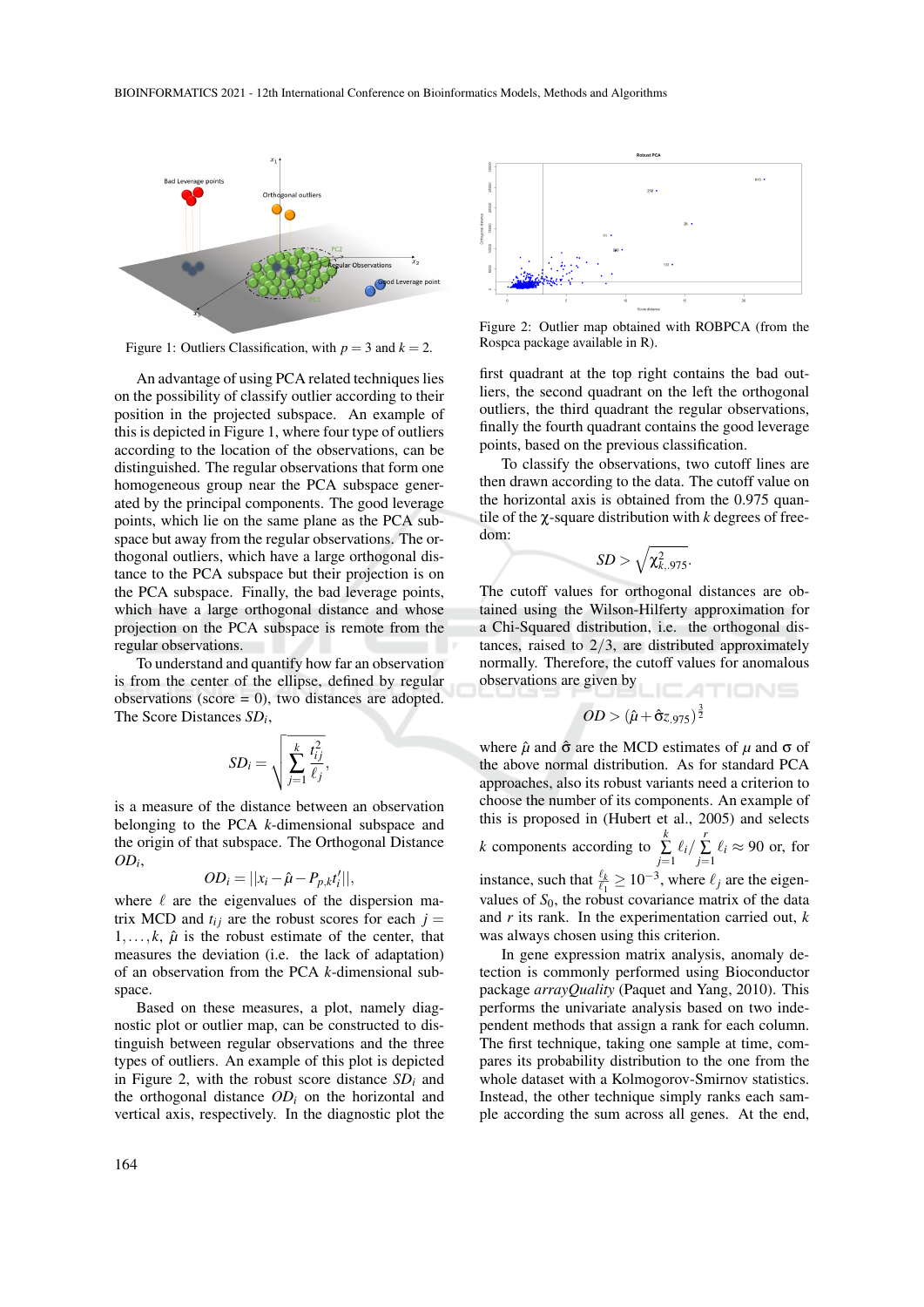Figure 1: Outliers Classification, with $p = 3$ and $k = 2$.

An advantage of using PCA related techniques lies on the possibility of classify outlier according to their position in the projected subspace. An example of this is depicted in Figure 1, where four type of outliers according to the location of the observations, can be distinguished. The regular observations that form one homogeneous group near the PCA subspace generated by the principal components. The good leverage points, which lie on the same plane as the PCA subspace but away from the regular observations. The orthogonal outliers, which have a large orthogonal distance to the PCA subspace but their projection is on the PCA subspace. Finally, the bad leverage points, which have a large orthogonal distance and whose projection on the PCA subspace is remote from the regular observations.

To understand and quantify how far an observation is from the center of the ellipse, defined by regular observations (score = 0), two distances are adopted. The Score Distances $SD_i$,

$$SD_i = \sqrt{\sum_{j=1}^{k} \frac{t_{ij}^2}{\ell_j}},$$

is a measure of the distance between an observation belonging to the PCA $k$-dimensional subspace and the origin of that subspace. The Orthogonal Distance $OD_i$,

$$OD_i = ||x_i - \hat{\mu} - P_{p,k}t_i'||,$$

where $\ell$ are the eigenvalues of the dispersion matrix MCD and $t_{ij}$ are the robust scores for each $j = 1, \ldots, k$, $\hat{\mu}$ is the robust estimate of the center, that measures the deviation (i.e. the lack of adaptation) of an observation from the PCA $k$-dimensional subspace.

Based on these measures, a plot, namely diagnostic plot or outlier map, can be constructed to distinguish between regular observations and the three types of outliers. An example of this plot is depicted in Figure 2, with the robust score distance $SD_i$ and the orthogonal distance $OD_i$ on the horizontal and vertical axis, respectively. In the diagnostic plot the first quadrant at the top right contains the bad outliers, the second quadrant on the left the orthogonal outliers, the third quadrant the regular observations, finally the fourth quadrant contains the good leverage points, based on the previous classification.

Figure 2: Outlier map obtained with ROBPCA (from the Rospca package available in R).

To classify the observations, two cutoff lines are then drawn according to the data. The cutoff value on the horizontal axis is obtained from the 0.975 quantile of the $\chi$-square distribution with $k$ degrees of freedom:

$$SD > \sqrt{\chi^2_{k,.975}}.$$

The cutoff values for orthogonal distances are obtained using the Wilson-Hilferty approximation for a Chi-Squared distribution, i.e. the orthogonal distances, raised to $2/3$, are distributed approximately normally. Therefore, the cutoff values for anomalous observations are given by

$$OD > (\hat{\mu} + \hat{\sigma} z_{.975})^{\frac{3}{2}}$$

where $\hat{\mu}$ and $\hat{\sigma}$ are the MCD estimates of $\mu$ and $\sigma$ of the above normal distribution. As for standard PCA approaches, also its robust variants need a criterion to choose the number of its components. An example of this is proposed in (Hubert et al., 2005) and selects $k$ components according to $\sum_{j=1}^{k} \ell_i / \sum_{j=1}^{r} \ell_i \approx 90$ or, for instance, such that $\frac{\ell_k}{\ell_1} \geq 10^{-3}$, where $\ell_j$ are the eigenvalues of $S_0$, the robust covariance matrix of the data and $r$ its rank. In the experimentation carried out, $k$ was always chosen using this criterion.

In gene expression matrix analysis, anomaly detection is commonly performed using Bioconductor package *arrayQuality* (Paquet and Yang, 2010). This performs the univariate analysis based on two independent methods that assign a rank for each column. The first technique, taking one sample at time, compares its probability distribution to the one from the whole dataset with a Kolmogorov-Smirnov statistics. Instead, the other technique simply ranks each sample according the sum across all genes. At the end,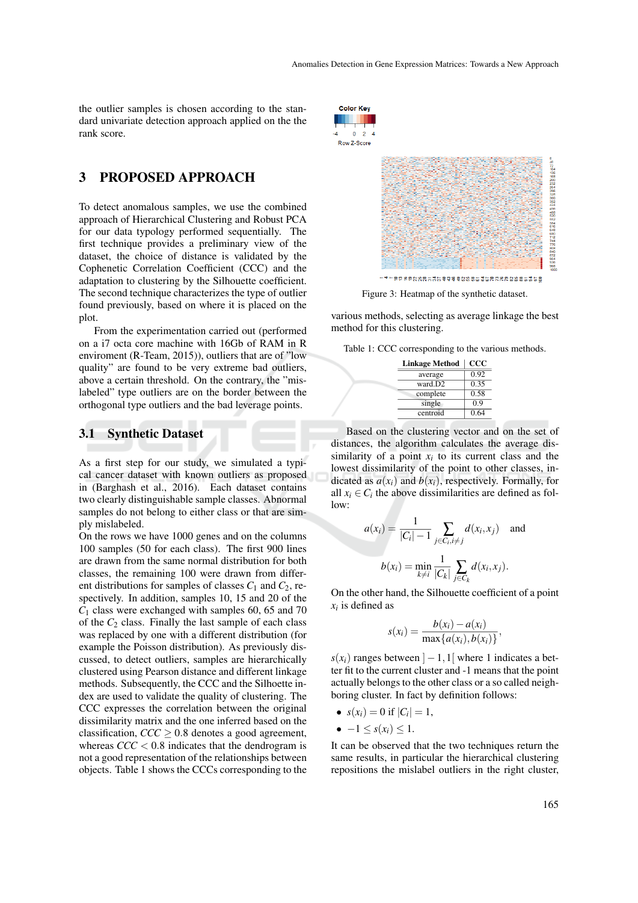the outlier samples is chosen according to the standard univariate detection approach applied on the the rank score.

## 3 PROPOSED APPROACH

To detect anomalous samples, we use the combined approach of Hierarchical Clustering and Robust PCA for our data typology performed sequentially. The first technique provides a preliminary view of the dataset, the choice of distance is validated by the Cophenetic Correlation Coefficient (CCC) and the adaptation to clustering by the Silhouette coefficient. The second technique characterizes the type of outlier found previously, based on where it is placed on the plot.

From the experimentation carried out (performed on a i7 octa core machine with 16Gb of RAM in R enviroment (R-Team, 2015)), outliers that are of "low quality" are found to be very extreme bad outliers, above a certain threshold. On the contrary, the "mislabeled" type outliers are on the border between the orthogonal type outliers and the bad leverage points.

### 3.1 Synthetic Dataset

As a first step for our study, we simulated a typical cancer dataset with known outliers as proposed in (Barghash et al., 2016). Each dataset contains two clearly distinguishable sample classes. Abnormal samples do not belong to either class or that are simply mislabeled.

On the rows we have 1000 genes and on the columns 100 samples (50 for each class). The first 900 lines are drawn from the same normal distribution for both classes, the remaining 100 were drawn from different distributions for samples of classes $C_1$ and $C_2$, respectively. In addition, samples 10, 15 and 20 of the $C_1$ class were exchanged with samples 60, 65 and 70 of the $C_2$ class. Finally the last sample of each class was replaced by one with a different distribution (for example the Poisson distribution). As previously discussed, to detect outliers, samples are hierarchically clustered using Pearson distance and different linkage methods. Subsequently, the CCC and the Silhoette index are used to validate the quality of clustering. The CCC expresses the correlation between the original dissimilarity matrix and the one inferred based on the classification, $CCC \geq 0.8$ denotes a good agreement, whereas $CCC < 0.8$ indicates that the dendrogram is not a good representation of the relationships between objects. Table 1 shows the CCCs corresponding to the various methods, selecting as average linkage the best method for this clustering.

Figure 3: Heatmap of the synthetic dataset.

Table 1: CCC corresponding to the various methods.

| Linkage Method | CCC |
|---|---|
| average | 0.92 |
| ward.D2 | 0.35 |
| complete | 0.58 |
| single | 0.9 |
| centroid | 0.64 |

Based on the clustering vector and on the set of distances, the algorithm calculates the average dissimilarity of a point $x_i$ to its current class and the lowest dissimilarity of the point to other classes, indicated as $a(x_i)$ and $b(x_i)$, respectively. Formally, for all $x_i \in C_i$ the above dissimilarities are defined as follow:

$$a(x_i) = \frac{1}{|C_i| - 1} \sum_{j \in C_i, i \neq j} d(x_i, x_j) \quad \text{and}$$

$$b(x_i) = \min_{k \neq i} \frac{1}{|C_k|} \sum_{j \in C_k} d(x_i, x_j).$$

On the other hand, the Silhouette coefficient of a point $x_i$ is defined as

$$s(x_i) = \frac{b(x_i) - a(x_i)}{\max\{a(x_i), b(x_i)\}},$$

$s(x_i)$ ranges between $]-1, 1[$ where 1 indicates a better fit to the current cluster and -1 means that the point actually belongs to the other class or a so called neighboring cluster. In fact by definition follows:

- $s(x_i) = 0$ if $|C_i| = 1$,
- $-1 \leq s(x_i) \leq 1$.

It can be observed that the two techniques return the same results, in particular the hierarchical clustering repositions the mislabel outliers in the right cluster,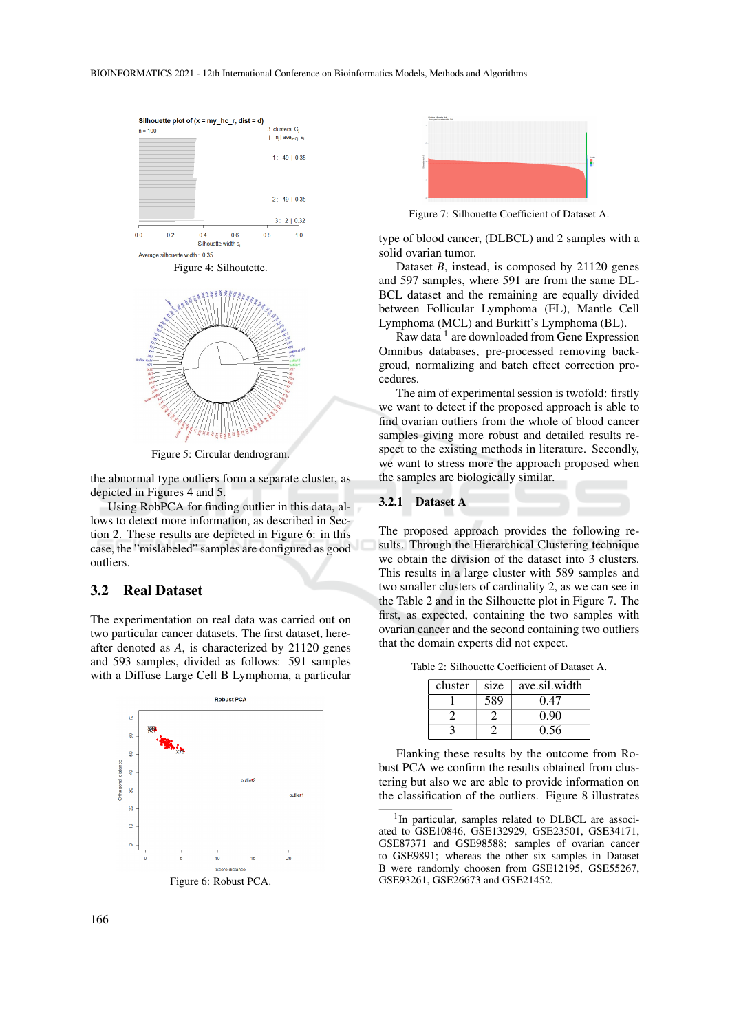Figure 4: Silhouette.

Figure 5: Circular dendrogram.

the abnormal type outliers form a separate cluster, as depicted in Figures 4 and 5.

Using RobPCA for finding outlier in this data, allows to detect more information, as described in Section 2. These results are depicted in Figure 6: in this case, the "mislabeled" samples are configured as good outliers.

## 3.2 Real Dataset

The experimentation on real data was carried out on two particular cancer datasets. The first dataset, hereafter denoted as *A*, is characterized by 21120 genes and 593 samples, divided as follows: 591 samples with a Diffuse Large Cell B Lymphoma, a particular

Figure 6: Robust PCA.

Figure 7: Silhouette Coefficient of Dataset A.

type of blood cancer, (DLBCL) and 2 samples with a solid ovarian tumor.

Dataset *B*, instead, is composed by 21120 genes and 597 samples, where 591 are from the same DLBCL dataset and the remaining are equally divided between Follicular Lymphoma (FL), Mantle Cell Lymphoma (MCL) and Burkitt's Lymphoma (BL).

Raw data [1] are downloaded from Gene Expression Omnibus databases, pre-processed removing backgroud, normalizing and batch effect correction procedures.

The aim of experimental session is twofold: firstly we want to detect if the proposed approach is able to find ovarian outliers from the whole of blood cancer samples giving more robust and detailed results respect to the existing methods in literature. Secondly, we want to stress more the approach proposed when the samples are biologically similar.

### 3.2.1 Dataset A

The proposed approach provides the following results. Through the Hierarchical Clustering technique we obtain the division of the dataset into 3 clusters. This results in a large cluster with 589 samples and two smaller clusters of cardinality 2, as we can see in the Table 2 and in the Silhouette plot in Figure 7. The first, as expected, containing the two samples with ovarian cancer and the second containing two outliers that the domain experts did not expect.

Table 2: Silhouette Coefficient of Dataset A.

| cluster | size | ave.sil.width |
|---|---|---|
| 1 | 589 | 0.47 |
| 2 | 2 | 0.90 |
| 3 | 2 | 0.56 |

Flanking these results by the outcome from Robust PCA we confirm the results obtained from clustering but also we are able to provide information on the classification of the outliers. Figure 8 illustrates

[1] In particular, samples related to DLBCL are associated to GSE10846, GSE132929, GSE23501, GSE34171, GSE87371 and GSE98588; samples of ovarian cancer to GSE9891; whereas the other six samples in Dataset B were randomly choosen from GSE12195, GSE55267, GSE93261, GSE26673 and GSE21452.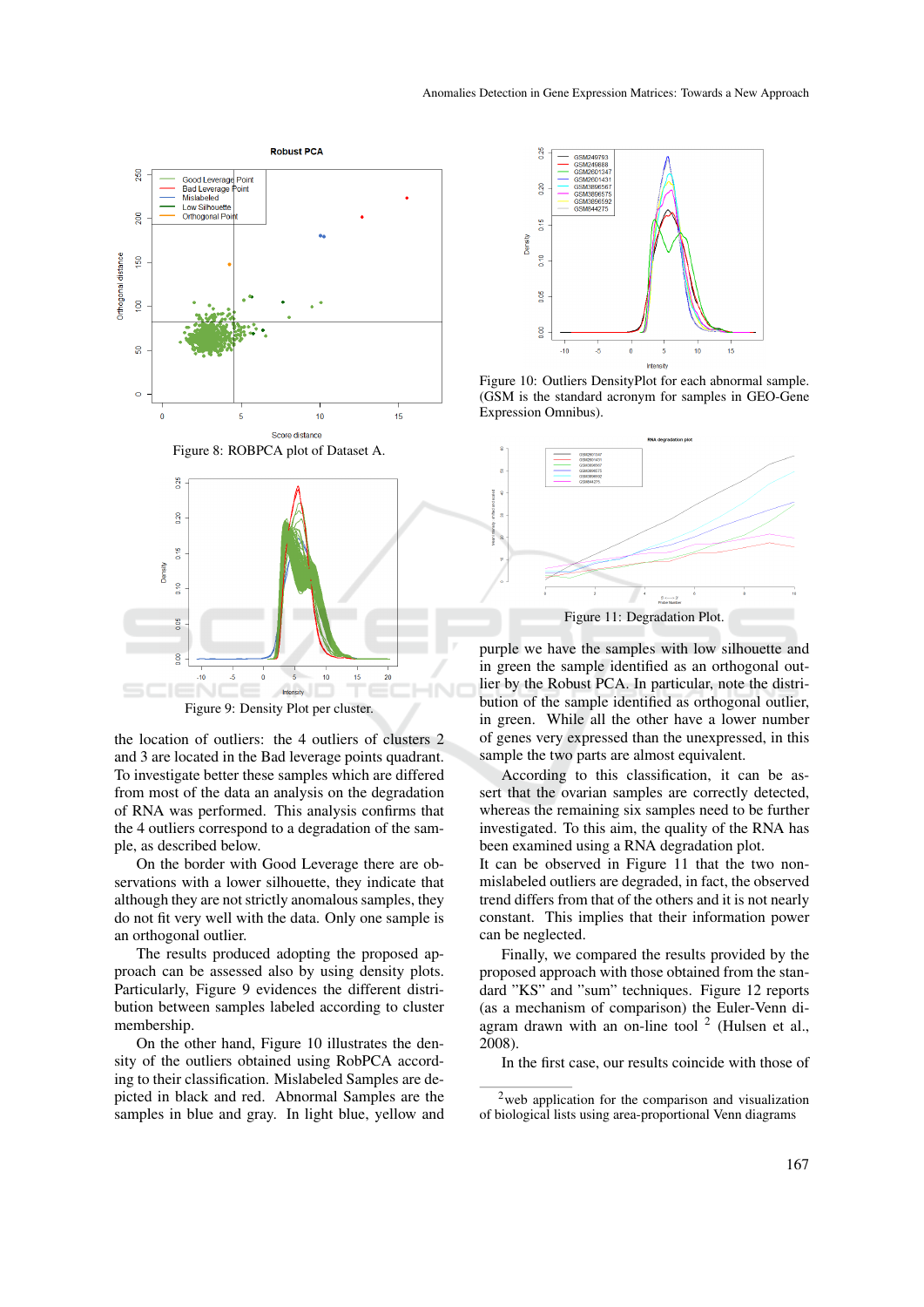Figure 8: ROBPCA plot of Dataset A.

Figure 9: Density Plot per cluster.

the location of outliers: the 4 outliers of clusters 2 and 3 are located in the Bad leverage points quadrant. To investigate better these samples which are differed from most of the data an analysis on the degradation of RNA was performed. This analysis confirms that the 4 outliers correspond to a degradation of the sample, as described below.

On the border with Good Leverage there are observations with a lower silhouette, they indicate that although they are not strictly anomalous samples, they do not fit very well with the data. Only one sample is an orthogonal outlier.

The results produced adopting the proposed approach can be assessed also by using density plots. Particularly, Figure 9 evidences the different distribution between samples labeled according to cluster membership.

On the other hand, Figure 10 illustrates the density of the outliers obtained using RobPCA according to their classification. Mislabeled Samples are depicted in black and red. Abnormal Samples are the samples in blue and gray. In light blue, yellow and

Figure 10: Outliers DensityPlot for each abnormal sample. (GSM is the standard acronym for samples in GEO-Gene Expression Omnibus).

Figure 11: Degradation Plot.

purple we have the samples with low silhouette and in green the sample identified as an orthogonal outlier by the Robust PCA. In particular, note the distribution of the sample identified as orthogonal outlier, in green. While all the other have a lower number of genes very expressed than the unexpressed, in this sample the two parts are almost equivalent.

According to this classification, it can be assert that the ovarian samples are correctly detected, whereas the remaining six samples need to be further investigated. To this aim, the quality of the RNA has been examined using a RNA degradation plot.

It can be observed in Figure 11 that the two non-mislabeled outliers are degraded, in fact, the observed trend differs from that of the others and it is not nearly constant. This implies that their information power can be neglected.

Finally, we compared the results provided by the proposed approach with those obtained from the standard "KS" and "sum" techniques. Figure 12 reports (as a mechanism of comparison) the Euler-Venn diagram drawn with an on-line tool [2] (Hulsen et al., 2008).

In the first case, our results coincide with those of

[2] web application for the comparison and visualization of biological lists using area-proportional Venn diagrams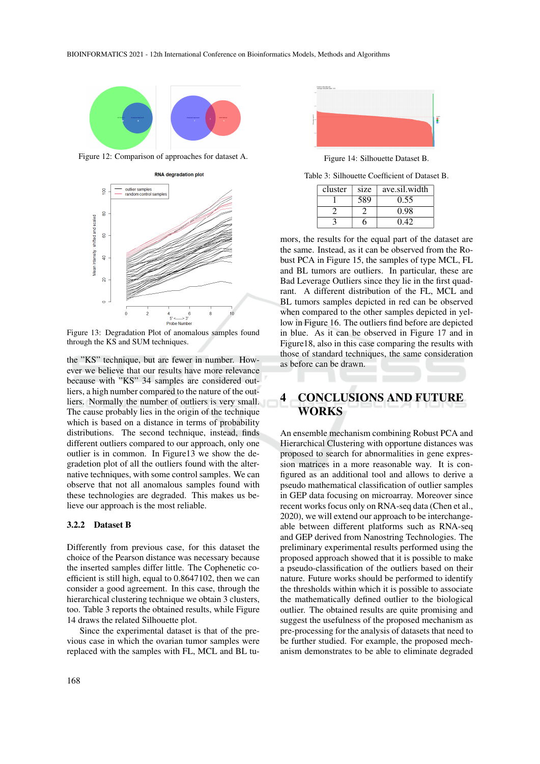Figure 12: Comparison of approaches for dataset A.

Figure 13: Degradation Plot of anomalous samples found through the KS and SUM techniques.

the "KS" technique, but are fewer in number. However we believe that our results have more relevance because with "KS" 34 samples are considered outliers, a high number compared to the nature of the outliers. Normally the number of outliers is very small. The cause probably lies in the origin of the technique which is based on a distance in terms of probability distributions. The second technique, instead, finds different outliers compared to our approach, only one outlier is in common. In Figure13 we show the degredation plot of all the outliers found with the alternative techniques, with some control samples. We can observe that not all anomalous samples found with these technologies are degraded. This makes us believe our approach is the most reliable.

### 3.2.2 Dataset B

Differently from previous case, for this dataset the choice of the Pearson distance was necessary because the inserted samples differ little. The Cophenetic coefficient is still high, equal to 0.8647102, then we can consider a good agreement. In this case, through the hierarchical clustering technique we obtain 3 clusters, too. Table 3 reports the obtained results, while Figure 14 draws the related Silhouette plot.

Since the experimental dataset is that of the previous case in which the ovarian tumor samples were replaced with the samples with FL, MCL and BL tumors, the results for the equal part of the dataset are the same. Instead, as it can be observed from the Robust PCA in Figure 15, the samples of type MCL, FL and BL tumors are outliers. In particular, these are Bad Leverage Outliers since they lie in the first quadrant. A different distribution of the FL, MCL and BL tumors samples depicted in red can be observed when compared to the other samples depicted in yellow in Figure 16. The outliers find before are depicted in blue. As it can be observed in Figure 17 and in Figure18, also in this case comparing the results with those of standard techniques, the same consideration as before can be drawn.

Figure 14: Silhouette Dataset B.

Table 3: Silhouette Coefficient of Dataset B.

| cluster | size | ave.sil.width |
|---|---|---|
| 1 | 589 | 0.55 |
| 2 | 2 | 0.98 |
| 3 | 6 | 0.42 |

## 4 CONCLUSIONS AND FUTURE WORKS

An ensemble mechanism combining Robust PCA and Hierarchical Clustering with opportune distances was proposed to search for abnormalities in gene expression matrices in a more reasonable way. It is configured as an additional tool and allows to derive a pseudo mathematical classification of outlier samples in GEP data focusing on microarray. Moreover since recent works focus only on RNA-seq data (Chen et al., 2020), we will extend our approach to be interchangeable between different platforms such as RNA-seq and GEP derived from Nanostring Technologies. The preliminary experimental results performed using the proposed approach showed that it is possible to make a pseudo-classification of the outliers based on their nature. Future works should be performed to identify the thresholds within which it is possible to associate the mathematically defined outlier to the biological outlier. The obtained results are quite promising and suggest the usefulness of the proposed mechanism as pre-processing for the analysis of datasets that need to be further studied. For example, the proposed mechanism demonstrates to be able to eliminate degraded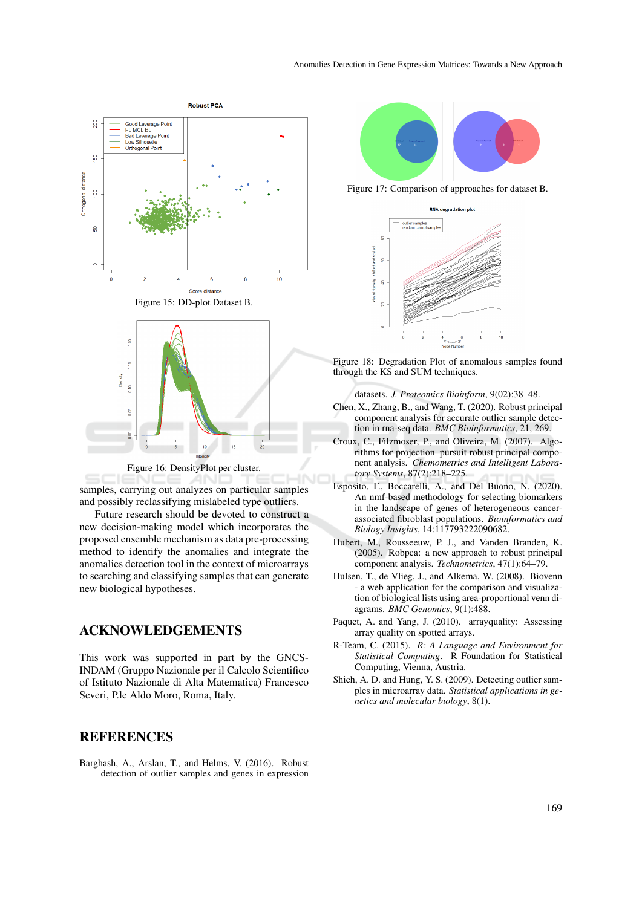Robust PCA

Good Leverage Point
FL-MCL-BL
Bad Leverage Point
Low Silhouette
Orthogonal Point

Orthogonal distance

0 50 100 150 200

Score distance

0 2 4 6 8 10

Figure 15: DD-plot Dataset B.

Density

0.00 0.05 0.10 0.15 0.20

Intensity

0 5 10 15 20

Figure 16: DensityPlot per cluster.

samples, carrying out analyzes on particular samples and possibly reclassifying mislabeled type outliers.

Future research should be devoted to construct a new decision-making model which incorporates the proposed ensemble mechanism as data pre-processing method to identify the anomalies and integrate the anomalies detection tool in the context of microarrays to searching and classifying samples that can generate new biological hypotheses.

## ACKNOWLEDGEMENTS

This work was supported in part by the GNCS-INDAM (Gruppo Nazionale per il Calcolo Scientifico of Istituto Nazionale di Alta Matematica) Francesco Severi, P.le Aldo Moro, Roma, Italy.

## REFERENCES

Barghash, A., Arslan, T., and Helms, V. (2016). Robust detection of outlier samples and genes in expression datasets. *J. Proteomics Bioinform*, 9(02):38–48.

Chen, X., Zhang, B., and Wang, T. (2020). Robust principal component analysis for accurate outlier sample detection in rna-seq data. *BMC Bioinformatics*, 21, 269.

Croux, C., Filzmoser, P., and Oliveira, M. (2007). Algorithms for projection–pursuit robust principal component analysis. *Chemometrics and Intelligent Laboratory Systems*, 87(2):218–225.

Esposito, F., Boccarelli, A., and Del Buono, N. (2020). An nmf-based methodology for selecting biomarkers in the landscape of genes of heterogeneous cancer-associated fibroblast populations. *Bioinformatics and Biology Insights*, 14:117793222090682.

Hubert, M., Rousseeuw, P. J., and Vanden Branden, K. (2005). Robpca: a new approach to robust principal component analysis. *Technometrics*, 47(1):64–79.

Hulsen, T., de Vlieg, J., and Alkema, W. (2008). Biovenn - a web application for the comparison and visualization of biological lists using area-proportional venn diagrams. *BMC Genomics*, 9(1):488.

Paquet, A. and Yang, J. (2010). arrayquality: Assessing array quality on spotted arrays.

R-Team, C. (2015). *R: A Language and Environment for Statistical Computing*. R Foundation for Statistical Computing, Vienna, Austria.

Shieh, A. D. and Hung, Y. S. (2009). Detecting outlier samples in microarray data. *Statistical applications in genetics and molecular biology*, 8(1).

Figure 17: Comparison of approaches for dataset B.

RNA degradation plot

outlier samples
random control samples

Mean intensity : shifted and scaled

0 20 40 60 80

5' <-----> 3'
Probe Number

0 2 4 6 8 10

Figure 18: Degradation Plot of anomalous samples found through the KS and SUM techniques.